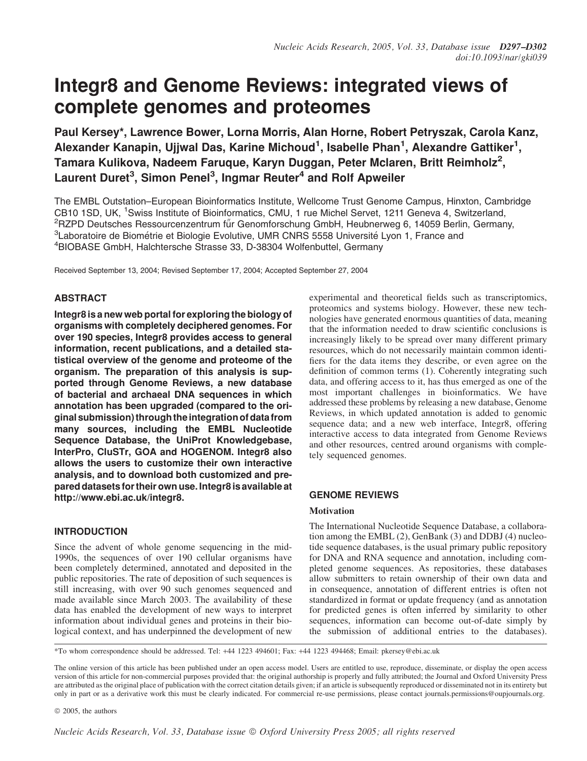# Integr8 and Genome Reviews: integrated views of complete genomes and proteomes

**Paul Kersey\*, Lawrence Bower, Lorna Morris, Alan Horne, Robert Petryszak, Carola Kanz, Alexander Kanapin, Ujjwal Das, Karine Michoud[1], Isabelle Phan[1], Alexandre Gattiker[1], Tamara Kulikova, Nadeem Faruque, Karyn Duggan, Peter Mclaren, Britt Reimholz[2], Laurent Duret[3], Simon Penel[3], Ingmar Reuter[4] and Rolf Apweiler**

The EMBL Outstation–European Bioinformatics Institute, Wellcome Trust Genome Campus, Hinxton, Cambridge CB10 1SD, UK, [1]Swiss Institute of Bioinformatics, CMU, 1 rue Michel Servet, 1211 Geneva 4, Switzerland, [2]RZPD Deutsches Ressourcenzentrum für Genomforschung GmbH, Heubnerweg 6, 14059 Berlin, Germany, [3]Laboratoire de Biométrie et Biologie Evolutive, UMR CNRS 5558 Université Lyon 1, France and [4]BIOBASE GmbH, Halchtersche Strasse 33, D-38304 Wolfenbuttel, Germany

Received September 13, 2004; Revised September 17, 2004; Accepted September 27, 2004

## ABSTRACT

**Integr8 is a new web portal for exploring the biology of organisms with completely deciphered genomes. For over 190 species, Integr8 provides access to general information, recent publications, and a detailed statistical overview of the genome and proteome of the organism. The preparation of this analysis is supported through Genome Reviews, a new database of bacterial and archaeal DNA sequences in which annotation has been upgraded (compared to the original submission) through the integration of data from many sources, including the EMBL Nucleotide Sequence Database, the UniProt Knowledgebase, InterPro, CluSTr, GOA and HOGENOM. Integr8 also allows the users to customize their own interactive analysis, and to download both customized and prepared datasets for their own use. Integr8 is available at http://www.ebi.ac.uk/integr8.**

## INTRODUCTION

Since the advent of whole genome sequencing in the mid-1990s, the sequences of over 190 cellular organisms have been completely determined, annotated and deposited in the public repositories. The rate of deposition of such sequences is still increasing, with over 90 such genomes sequenced and made available since March 2003. The availability of this data has enabled the development of new ways to interpret information about individual genes and proteins in their biological context, and has underpinned the development of new experimental and theoretical fields such as transcriptomics, proteomics and systems biology. However, these new technologies have generated enormous quantities of data, meaning that the information needed to draw scientific conclusions is increasingly likely to be spread over many different primary resources, which do not necessarily maintain common identifiers for the data items they describe, or even agree on the definition of common terms (1). Coherently integrating such data, and offering access to it, has thus emerged as one of the most important challenges in bioinformatics. We have addressed these problems by releasing a new database, Genome Reviews, in which updated annotation is added to genomic sequence data; and a new web interface, Integr8, offering interactive access to data integrated from Genome Reviews and other resources, centred around organisms with completely sequenced genomes.

## GENOME REVIEWS

### Motivation

The International Nucleotide Sequence Database, a collaboration among the EMBL (2), GenBank (3) and DDBJ (4) nucleotide sequence databases, is the usual primary public repository for DNA and RNA sequence and annotation, including completed genome sequences. As repositories, these databases allow submitters to retain ownership of their own data and in consequence, annotation of different entries is often not standardized in format or update frequency (and as annotation for predicted genes is often inferred by similarity to other sequences, information can become out-of-date simply by the submission of additional entries to the databases).

\*To whom correspondence should be addressed. Tel: +44 1223 494601; Fax: +44 1223 494468; Email: pkersey@ebi.ac.uk

The online version of this article has been published under an open access model. Users are entitled to use, reproduce, disseminate, or display the open access version of this article for non-commercial purposes provided that: the original authorship is properly and fully attributed; the Journal and Oxford University Press are attributed as the original place of publication with the correct citation details given; if an article is subsequently reproduced or disseminated not in its entirety but only in part or as a derivative work this must be clearly indicated. For commercial re-use permissions, please contact journals.permissions@oupjournals.org.

© 2005, the authors

*Nucleic Acids Research, Vol. 33, Database issue © Oxford University Press 2005; all rights reserved*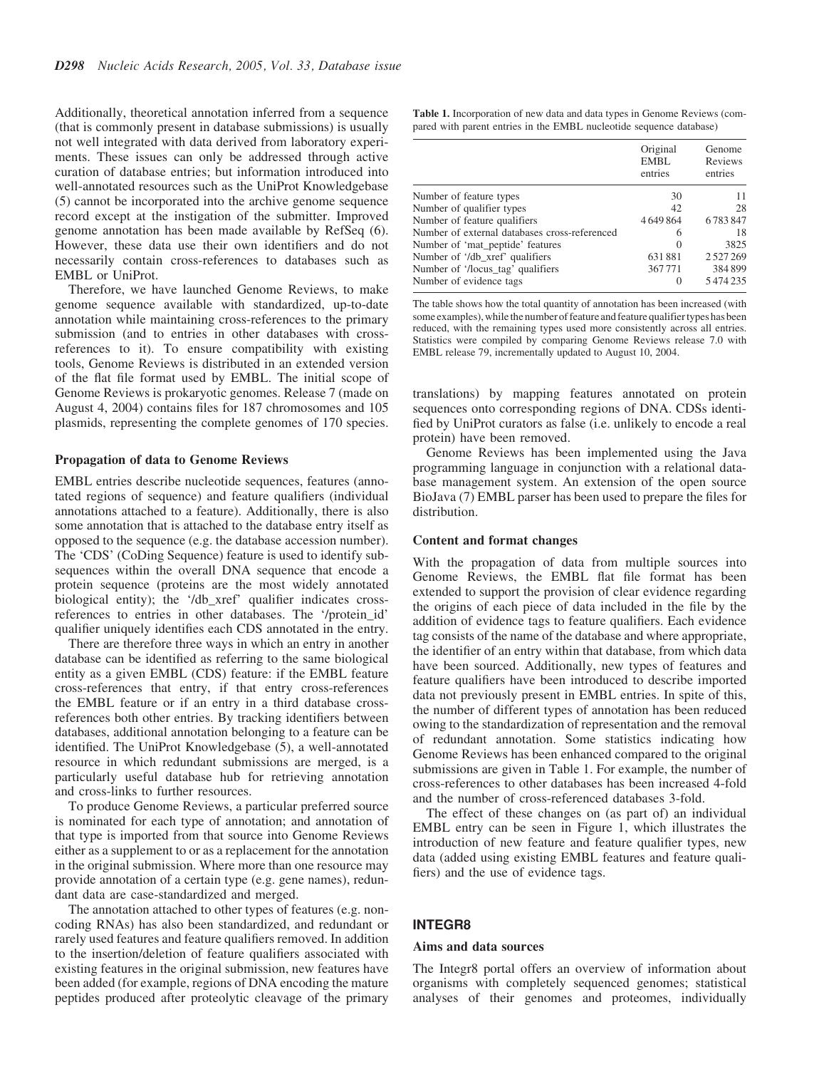Additionally, theoretical annotation inferred from a sequence (that is commonly present in database submissions) is usually not well integrated with data derived from laboratory experiments. These issues can only be addressed through active curation of database entries; but information introduced into well-annotated resources such as the UniProt Knowledgebase (5) cannot be incorporated into the archive genome sequence record except at the instigation of the submitter. Improved genome annotation has been made available by RefSeq (6). However, these data use their own identifiers and do not necessarily contain cross-references to databases such as EMBL or UniProt.

Therefore, we have launched Genome Reviews, to make genome sequence available with standardized, up-to-date annotation while maintaining cross-references to the primary submission (and to entries in other databases with cross-references to it). To ensure compatibility with existing tools, Genome Reviews is distributed in an extended version of the flat file format used by EMBL. The initial scope of Genome Reviews is prokaryotic genomes. Release 7 (made on August 4, 2004) contains files for 187 chromosomes and 105 plasmids, representing the complete genomes of 170 species.

### Propagation of data to Genome Reviews

EMBL entries describe nucleotide sequences, features (annotated regions of sequence) and feature qualifiers (individual annotations attached to a feature). Additionally, there is also some annotation that is attached to the database entry itself as opposed to the sequence (e.g. the database accession number). The 'CDS' (CoDing Sequence) feature is used to identify sub-sequences within the overall DNA sequence that encode a protein sequence (proteins are the most widely annotated biological entity); the '/db_xref' qualifier indicates cross-references to entries in other databases. The '/protein_id' qualifier uniquely identifies each CDS annotated in the entry.

There are therefore three ways in which an entry in another database can be identified as referring to the same biological entity as a given EMBL (CDS) feature: if the EMBL feature cross-references that entry, if that entry cross-references the EMBL feature or if an entry in a third database cross-references both other entries. By tracking identifiers between databases, additional annotation belonging to a feature can be identified. The UniProt Knowledgebase (5), a well-annotated resource in which redundant submissions are merged, is a particularly useful database hub for retrieving annotation and cross-links to further resources.

To produce Genome Reviews, a particular preferred source is nominated for each type of annotation; and annotation of that type is imported from that source into Genome Reviews either as a supplement to or as a replacement for the annotation in the original submission. Where more than one resource may provide annotation of a certain type (e.g. gene names), redundant data are case-standardized and merged.

The annotation attached to other types of features (e.g. non-coding RNAs) has also been standardized, and redundant or rarely used features and feature qualifiers removed. In addition to the insertion/deletion of feature qualifiers associated with existing features in the original submission, new features have been added (for example, regions of DNA encoding the mature peptides produced after proteolytic cleavage of the primary translations) by mapping features annotated on protein sequences onto corresponding regions of DNA. CDSs identified by UniProt curators as false (i.e. unlikely to encode a real protein) have been removed.

**Table 1.** Incorporation of new data and data types in Genome Reviews (compared with parent entries in the EMBL nucleotide sequence database)

| | Original EMBL entries | Genome Reviews entries |
|---|---|---|
| Number of feature types | 30 | 11 |
| Number of qualifier types | 42 | 28 |
| Number of feature qualifiers | 4 649 864 | 6 783 847 |
| Number of external databases cross-referenced | 6 | 18 |
| Number of 'mat_peptide' features | 0 | 3825 |
| Number of '/db_xref' qualifiers | 631 881 | 2 527 269 |
| Number of '/locus_tag' qualifiers | 367 771 | 384 899 |
| Number of evidence tags | 0 | 5 474 235 |

The table shows how the total quantity of annotation has been increased (with some examples), while the number of feature and feature qualifier types has been reduced, with the remaining types used more consistently across all entries. Statistics were compiled by comparing Genome Reviews release 7.0 with EMBL release 79, incrementally updated to August 10, 2004.

Genome Reviews has been implemented using the Java programming language in conjunction with a relational database management system. An extension of the open source BioJava (7) EMBL parser has been used to prepare the files for distribution.

### Content and format changes

With the propagation of data from multiple sources into Genome Reviews, the EMBL flat file format has been extended to support the provision of clear evidence regarding the origins of each piece of data included in the file by the addition of evidence tags to feature qualifiers. Each evidence tag consists of the name of the database and where appropriate, the identifier of an entry within that database, from which data have been sourced. Additionally, new types of features and feature qualifiers have been introduced to describe imported data not previously present in EMBL entries. In spite of this, the number of different types of annotation has been reduced owing to the standardization of representation and the removal of redundant annotation. Some statistics indicating how Genome Reviews has been enhanced compared to the original submissions are given in Table 1. For example, the number of cross-references to other databases has been increased 4-fold and the number of cross-referenced databases 3-fold.

The effect of these changes on (as part of) an individual EMBL entry can be seen in Figure 1, which illustrates the introduction of new feature and feature qualifier types, new data (added using existing EMBL features and feature qualifiers) and the use of evidence tags.

## INTEGR8

### Aims and data sources

The Integr8 portal offers an overview of information about organisms with completely sequenced genomes; statistical analyses of their genomes and proteomes, individually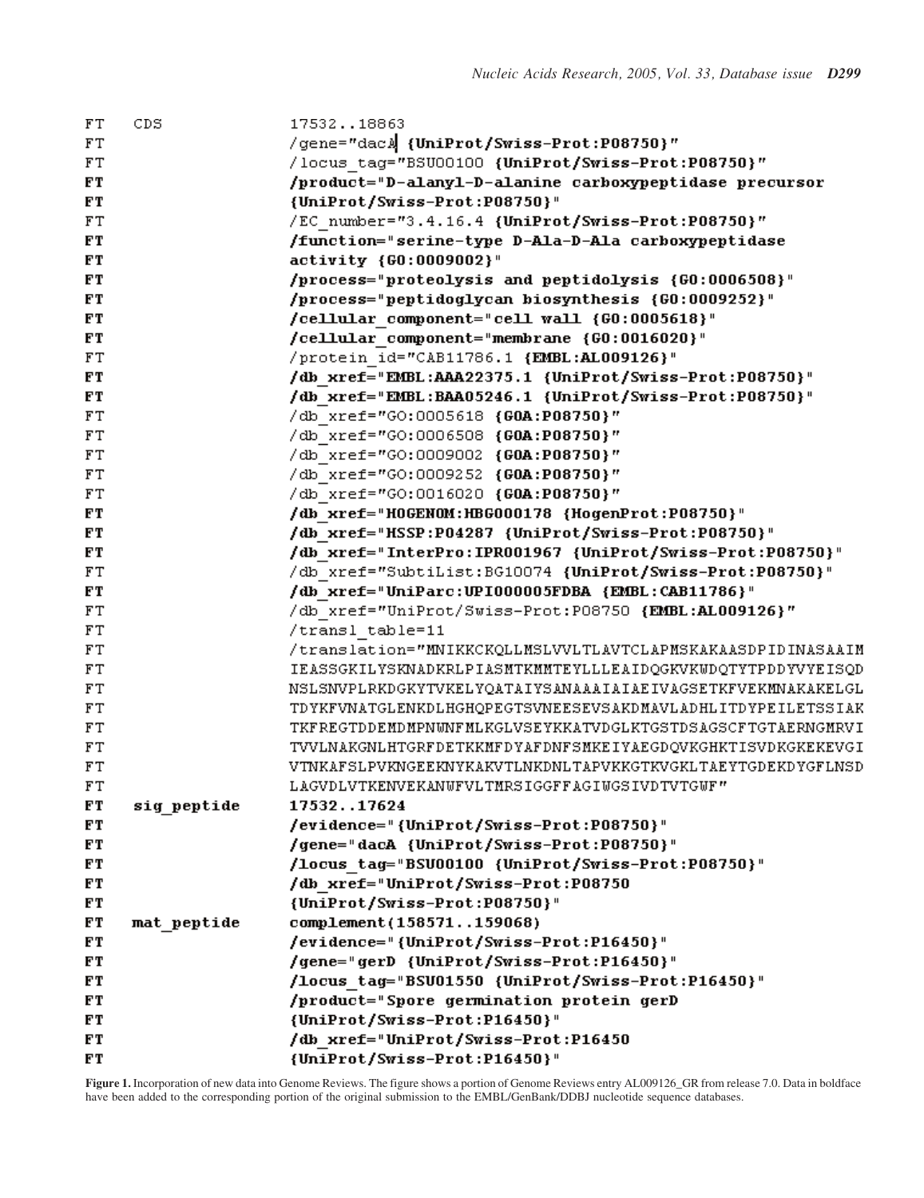```
FT   CDS             17532..18863
FT                   /gene="dacA {UniProt/Swiss-Prot:P08750}"
FT                   /locus_tag="BSU00100 {UniProt/Swiss-Prot:P08750}"
FT                   /product="D-alanyl-D-alanine carboxypeptidase precursor
FT                   {UniProt/Swiss-Prot:P08750}"
FT                   /EC_number="3.4.16.4 {UniProt/Swiss-Prot:P08750}"
FT                   /function="serine-type D-Ala-D-Ala carboxypeptidase
FT                   activity {GO:0009002}"
FT                   /process="proteolysis and peptidolysis {GO:0006508}"
FT                   /process="peptidoglycan biosynthesis {GO:0009252}"
FT                   /cellular_component="cell wall {GO:0005618}"
FT                   /cellular_component="membrane {GO:0016020}"
FT                   /protein_id="CAB11786.1 {EMBL:AL009126}"
FT                   /db_xref="EMBL:AAA22375.1 {UniProt/Swiss-Prot:P08750}"
FT                   /db_xref="EMBL:BAA05246.1 {UniProt/Swiss-Prot:P08750}"
FT                   /db_xref="GO:0005618 {GOA:P08750}"
FT                   /db_xref="GO:0006508 {GOA:P08750}"
FT                   /db_xref="GO:0009002 {GOA:P08750}"
FT                   /db_xref="GO:0009252 {GOA:P08750}"
FT                   /db_xref="GO:0016020 {GOA:P08750}"
FT                   /db_xref="HOGENOM:HBG000178 {HogenProt:P08750}"
FT                   /db_xref="HSSP:P04287 {UniProt/Swiss-Prot:P08750}"
FT                   /db_xref="InterPro:IPR001967 {UniProt/Swiss-Prot:P08750}"
FT                   /db_xref="SubtiList:BG10074 {UniProt/Swiss-Prot:P08750}"
FT                   /db_xref="UniParc:UPI000005FDBA {EMBL:CAB11786}"
FT                   /db_xref="UniProt/Swiss-Prot:P08750 {EMBL:AL009126}"
FT                   /transl_table=11
FT                   /translation="MNIKKCKQLLMSLVVLTLAVTCLAPMSKAKAASDPIDINASAAIM
FT                   IEASSGKILYSKNADKRLPIASMTKMMTEYLLLEAIDQGKVKWDQTYTPDDYVYEISQD
FT                   NSLSNVPLRKDGKYTVKELYQATAIYSANAAAIAIAEIVAGSETKFVEKMNAKAKELGL
FT                   TDYKFVNATGLENKDLHGHQPEGTSVNEESEVSAKDMAVLADHLITDYPEILETSSIAK
FT                   TKFREGTDDEMDMPNWNFMLKGLVSEYKKATVDGLKTGSTDSAGSCFTGTAERNGMRVI
FT                   TVVLNAKGNLHTGRFDETKKMFDYAFDNFSMKEIYAEGDQVKGHKTISVDKGKEKEVGI
FT                   VTNKAFSLPVKKNGEEKNYKAKVTLNKDNLTAPVKKGTKVGKLTAEYTGDEKDYGFLNSD
FT                   LAGVDLVTKENVEKANWFVLTMRSIGGFFAGIWGSIVDTVTGWF"
FT   sig_peptide     17532..17624
FT                   /evidence="{UniProt/Swiss-Prot:P08750}"
FT                   /gene="dacA {UniProt/Swiss-Prot:P08750}"
FT                   /locus_tag="BSU00100 {UniProt/Swiss-Prot:P08750}"
FT                   /db_xref="UniProt/Swiss-Prot:P08750
FT                   {UniProt/Swiss-Prot:P08750}"
FT   mat_peptide     complement(158571..159068)
FT                   /evidence="{UniProt/Swiss-Prot:P16450}"
FT                   /gene="gerD {UniProt/Swiss-Prot:P16450}"
FT                   /locus_tag="BSU01550 {UniProt/Swiss-Prot:P16450}"
FT                   /product="Spore germination protein gerD
FT                   {UniProt/Swiss-Prot:P16450}"
FT                   /db_xref="UniProt/Swiss-Prot:P16450
FT                   {UniProt/Swiss-Prot:P16450}"
```

**Figure 1.** Incorporation of new data into Genome Reviews. The figure shows a portion of Genome Reviews entry AL009126_GR from release 7.0. Data in boldface have been added to the corresponding portion of the original submission to the EMBL/GenBank/DDBJ nucleotide sequence databases.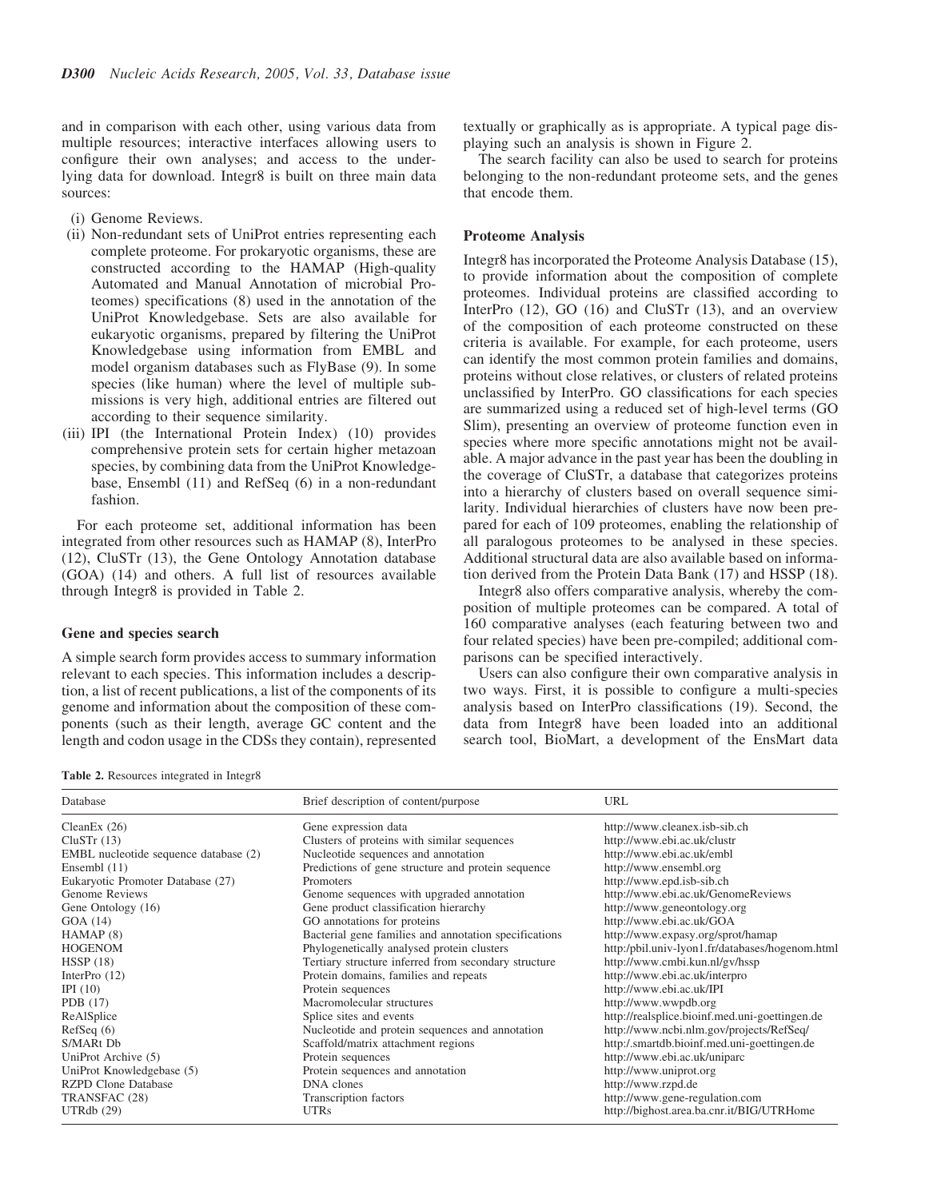and in comparison with each other, using various data from multiple resources; interactive interfaces allowing users to configure their own analyses; and access to the underlying data for download. Integr8 is built on three main data sources:

- (i) Genome Reviews.
- (ii) Non-redundant sets of UniProt entries representing each complete proteome. For prokaryotic organisms, these are constructed according to the HAMAP (High-quality Automated and Manual Annotation of microbial Proteomes) specifications (8) used in the annotation of the UniProt Knowledgebase. Sets are also available for eukaryotic organisms, prepared by filtering the UniProt Knowledgebase using information from EMBL and model organism databases such as FlyBase (9). In some species (like human) where the level of multiple submissions is very high, additional entries are filtered out according to their sequence similarity.
- (iii) IPI (the International Protein Index) (10) provides comprehensive protein sets for certain higher metazoan species, by combining data from the UniProt Knowledgebase, Ensembl (11) and RefSeq (6) in a non-redundant fashion.

For each proteome set, additional information has been integrated from other resources such as HAMAP (8), InterPro (12), CluSTr (13), the Gene Ontology Annotation database (GOA) (14) and others. A full list of resources available through Integr8 is provided in Table 2.

### Gene and species search

A simple search form provides access to summary information relevant to each species. This information includes a description, a list of recent publications, a list of the components of its genome and information about the composition of these components (such as their length, average GC content and the length and codon usage in the CDSs they contain), represented textually or graphically as is appropriate. A typical page displaying such an analysis is shown in Figure 2.

The search facility can also be used to search for proteins belonging to the non-redundant proteome sets, and the genes that encode them.

### Proteome Analysis

Integr8 has incorporated the Proteome Analysis Database (15), to provide information about the composition of complete proteomes. Individual proteins are classified according to InterPro (12), GO (16) and CluSTr (13), and an overview of the composition of each proteome constructed on these criteria is available. For example, for each proteome, users can identify the most common protein families and domains, proteins without close relatives, or clusters of related proteins unclassified by InterPro. GO classifications for each species are summarized using a reduced set of high-level terms (GO Slim), presenting an overview of proteome function even in species where more specific annotations might not be available. A major advance in the past year has been the doubling in the coverage of CluSTr, a database that categorizes proteins into a hierarchy of clusters based on overall sequence similarity. Individual hierarchies of clusters have now been prepared for each of 109 proteomes, enabling the relationship of all paralogous proteomes to be analysed in these species. Additional structural data are also available based on information derived from the Protein Data Bank (17) and HSSP (18).

Integr8 also offers comparative analysis, whereby the composition of multiple proteomes can be compared. A total of 160 comparative analyses (each featuring between two and four related species) have been pre-compiled; additional comparisons can be specified interactively.

Users can also configure their own comparative analysis in two ways. First, it is possible to configure a multi-species analysis based on InterPro classifications (19). Second, the data from Integr8 have been loaded into an additional search tool, BioMart, a development of the EnsMart data

**Table 2.** Resources integrated in Integr8

| Database | Brief description of content/purpose | URL |
|---|---|---|
| CleanEx (26) | Gene expression data | http://www.cleanex.isb-sib.ch |
| CluSTr (13) | Clusters of proteins with similar sequences | http://www.ebi.ac.uk/clustr |
| EMBL nucleotide sequence database (2) | Nucleotide sequences and annotation | http://www.ebi.ac.uk/embl |
| Ensembl (11) | Predictions of gene structure and protein sequence | http://www.ensembl.org |
| Eukaryotic Promoter Database (27) | Promoters | http://www.epd.isb-sib.ch |
| Genome Reviews | Genome sequences with upgraded annotation | http://www.ebi.ac.uk/GenomeReviews |
| Gene Ontology (16) | Gene product classification hierarchy | http://www.geneontology.org |
| GOA (14) | GO annotations for proteins | http://www.ebi.ac.uk/GOA |
| HAMAP (8) | Bacterial gene families and annotation specifications | http://www.expasy.org/sprot/hamap |
| HOGENOM | Phylogenetically analysed protein clusters | http://pbil.univ-lyon1.fr/databases/hogenom.html |
| HSSP (18) | Tertiary structure inferred from secondary structure | http://www.cmbi.kun.nl/gv/hssp |
| InterPro (12) | Protein domains, families and repeats | http://www.ebi.ac.uk/interpro |
| IPI (10) | Protein sequences | http://www.ebi.ac.uk/IPI |
| PDB (17) | Macromolecular structures | http://www.wwpdb.org |
| ReAlSplice | Splice sites and events | http://realsplice.bioinf.med.uni-goettingen.de |
| RefSeq (6) | Nucleotide and protein sequences and annotation | http://www.ncbi.nlm.gov/projects/RefSeq/ |
| S/MARt Db | Scaffold/matrix attachment regions | http:/.smartdb.bioinf.med.uni-goettingen.de |
| UniProt Archive (5) | Protein sequences | http://www.ebi.ac.uk/uniparc |
| UniProt Knowledgebase (5) | Protein sequences and annotation | http://www.uniprot.org |
| RZPD Clone Database | DNA clones | http://www.rzpd.de |
| TRANSFAC (28) | Transcription factors | http://www.gene-regulation.com |
| UTRdb (29) | UTRs | http://bighost.area.ba.cnr.it/BIG/UTRHome |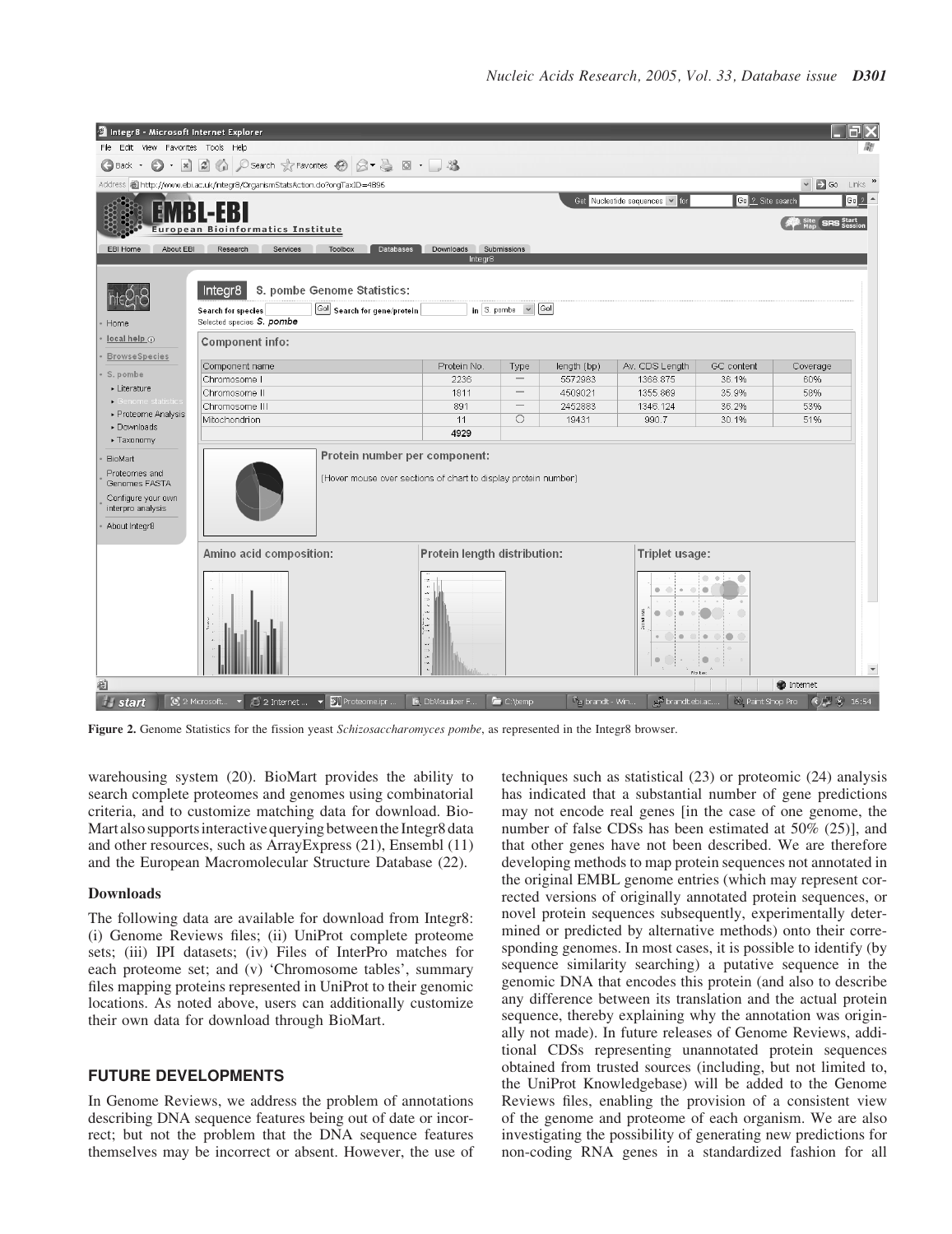Figure 2. Genome Statistics for the fission yeast *Schizosaccharomyces pombe*, as represented in the Integr8 browser.

warehousing system (20). BioMart provides the ability to search complete proteomes and genomes using combinatorial criteria, and to customize matching data for download. BioMart also supports interactive querying between the Integr8 data and other resources, such as ArrayExpress (21), Ensembl (11) and the European Macromolecular Structure Database (22).

### Downloads

The following data are available for download from Integr8: (i) Genome Reviews files; (ii) UniProt complete proteome sets; (iii) IPI datasets; (iv) Files of InterPro matches for each proteome set; and (v) 'Chromosome tables', summary files mapping proteins represented in UniProt to their genomic locations. As noted above, users can additionally customize their own data for download through BioMart.

## FUTURE DEVELOPMENTS

In Genome Reviews, we address the problem of annotations describing DNA sequence features being out of date or incorrect; but not the problem that the DNA sequence features themselves may be incorrect or absent. However, the use of techniques such as statistical (23) or proteomic (24) analysis has indicated that a substantial number of gene predictions may not encode real genes [in the case of one genome, the number of false CDSs has been estimated at 50% (25)], and that other genes have not been described. We are therefore developing methods to map protein sequences not annotated in the original EMBL genome entries (which may represent corrected versions of originally annotated protein sequences, or novel protein sequences subsequently, experimentally determined or predicted by alternative methods) onto their corresponding genomes. In most cases, it is possible to identify (by sequence similarity searching) a putative sequence in the genomic DNA that encodes this protein (and also to describe any difference between its translation and the actual protein sequence, thereby explaining why the annotation was originally not made). In future releases of Genome Reviews, additional CDSs representing unannotated protein sequences obtained from trusted sources (including, but not limited to, the UniProt Knowledgebase) will be added to the Genome Reviews files, enabling the provision of a consistent view of the genome and proteome of each organism. We are also investigating the possibility of generating new predictions for non-coding RNA genes in a standardized fashion for all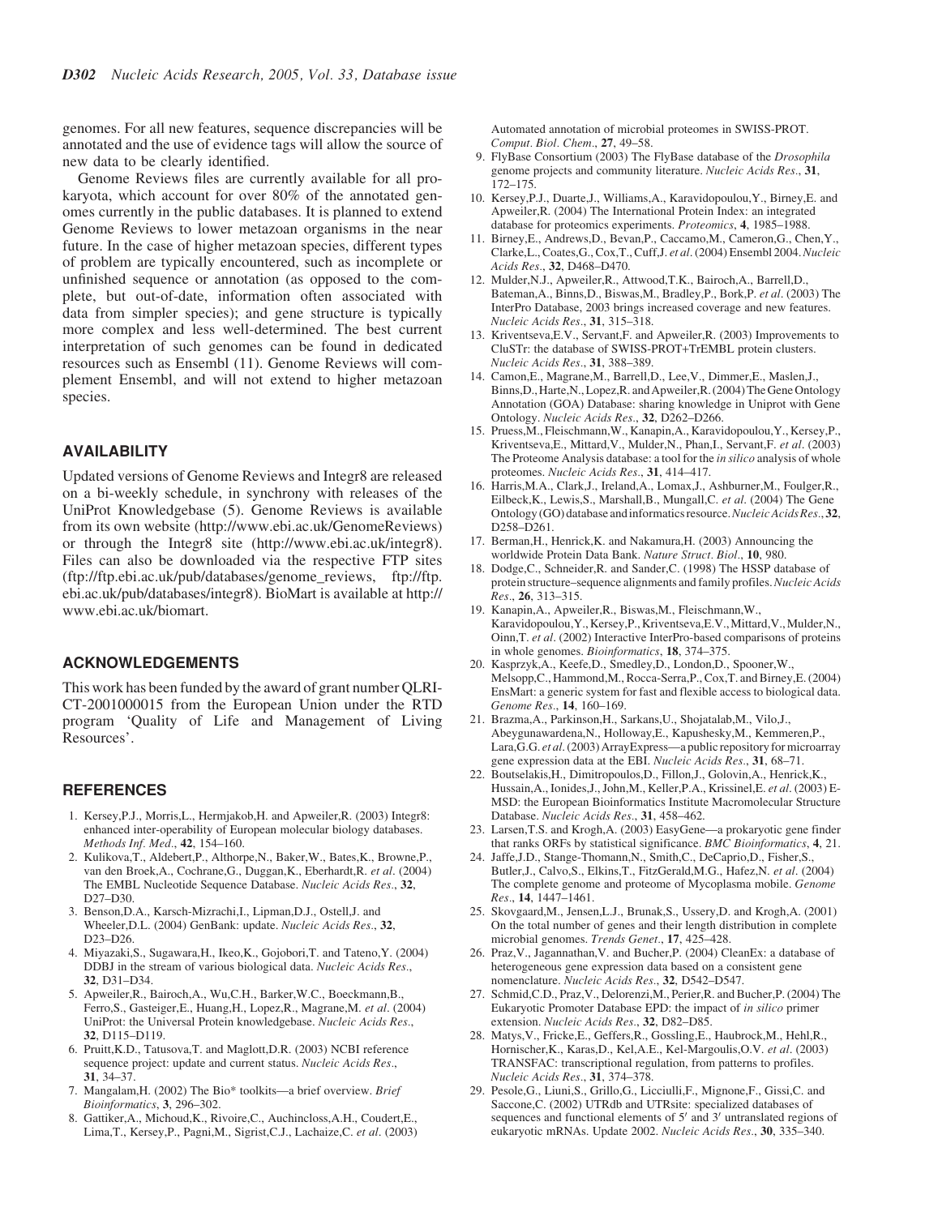genomes. For all new features, sequence discrepancies will be annotated and the use of evidence tags will allow the source of new data to be clearly identified.

Genome Reviews files are currently available for all prokaryota, which account for over 80% of the annotated genomes currently in the public databases. It is planned to extend Genome Reviews to lower metazoan organisms in the near future. In the case of higher metazoan species, different types of problem are typically encountered, such as incomplete or unfinished sequence or annotation (as opposed to the complete, but out-of-date, information often associated with data from simpler species); and gene structure is typically more complex and less well-determined. The best current interpretation of such genomes can be found in dedicated resources such as Ensembl (11). Genome Reviews will complement Ensembl, and will not extend to higher metazoan species.

## AVAILABILITY

Updated versions of Genome Reviews and Integr8 are released on a bi-weekly schedule, in synchrony with releases of the UniProt Knowledgebase (5). Genome Reviews is available from its own website (http://www.ebi.ac.uk/GenomeReviews) or through the Integr8 site (http://www.ebi.ac.uk/integr8). Files can also be downloaded via the respective FTP sites (ftp://ftp.ebi.ac.uk/pub/databases/genome_reviews, ftp://ftp.ebi.ac.uk/pub/databases/integr8). BioMart is available at http://www.ebi.ac.uk/biomart.

## ACKNOWLEDGEMENTS

This work has been funded by the award of grant number QLRI-CT-2001000015 from the European Union under the RTD program 'Quality of Life and Management of Living Resources'.

## REFERENCES

1. Kersey,P.J., Morris,L., Hermjakob,H. and Apweiler,R. (2003) Integr8: enhanced inter-operability of European molecular biology databases. *Methods Inf. Med.*, **42**, 154–160.
2. Kulikova,T., Aldebert,P., Althorpe,N., Baker,W., Bates,K., Browne,P., van den Broek,A., Cochrane,G., Duggan,K., Eberhardt,R. *et al*. (2004) The EMBL Nucleotide Sequence Database. *Nucleic Acids Res*., **32**, D27–D30.
3. Benson,D.A., Karsch-Mizrachi,I., Lipman,D.J., Ostell,J. and Wheeler,D.L. (2004) GenBank: update. *Nucleic Acids Res*., **32**, D23–D26.
4. Miyazaki,S., Sugawara,H., Ikeo,K., Gojobori,T. and Tateno,Y. (2004) DDBJ in the stream of various biological data. *Nucleic Acids Res*., **32**, D31–D34.
5. Apweiler,R., Bairoch,A., Wu,C.H., Barker,W.C., Boeckmann,B., Ferro,S., Gasteiger,E., Huang,H., Lopez,R., Magrane,M. *et al*. (2004) UniProt: the Universal Protein knowledgebase. *Nucleic Acids Res*., **32**, D115–D119.
6. Pruitt,K.D., Tatusova,T. and Maglott,D.R. (2003) NCBI reference sequence project: update and current status. *Nucleic Acids Res*., **31**, 34–37.
7. Mangalam,H. (2002) The Bio* toolkits—a brief overview. *Brief Bioinformatics*, **3**, 296–302.
8. Gattiker,A., Michoud,K., Rivoire,C., Auchincloss,A.H., Coudert,E., Lima,T., Kersey,P., Pagni,M., Sigrist,C.J., Lachaize,C. *et al*. (2003) Automated annotation of microbial proteomes in SWISS-PROT. *Comput. Biol. Chem*., **27**, 49–58.
9. FlyBase Consortium (2003) The FlyBase database of the *Drosophila* genome projects and community literature. *Nucleic Acids Res*., **31**, 172–175.
10. Kersey,P.J., Duarte,J., Williams,A., Karavidopoulou,Y., Birney,E. and Apweiler,R. (2004) The International Protein Index: an integrated database for proteomics experiments. *Proteomics*, **4**, 1985–1988.
11. Birney,E., Andrews,D., Bevan,P., Caccamo,M., Cameron,G., Chen,Y., Clarke,L., Coates,G., Cox,T., Cuff,J. *et al*. (2004) Ensembl 2004. *Nucleic Acids Res*., **32**, D468–D470.
12. Mulder,N.J., Apweiler,R., Attwood,T.K., Bairoch,A., Barrell,D., Bateman,A., Binns,D., Biswas,M., Bradley,P., Bork,P. *et al*. (2003) The InterPro Database, 2003 brings increased coverage and new features. *Nucleic Acids Res*., **31**, 315–318.
13. Kriventseva,E.V., Servant,F. and Apweiler,R. (2003) Improvements to CluSTr: the database of SWISS-PROT+TrEMBL protein clusters. *Nucleic Acids Res*., **31**, 388–389.
14. Camon,E., Magrane,M., Barrell,D., Lee,V., Dimmer,E., Maslen,J., Binns,D., Harte,N., Lopez,R. and Apweiler,R. (2004) The Gene Ontology Annotation (GOA) Database: sharing knowledge in Uniprot with Gene Ontology. *Nucleic Acids Res*., **32**, D262–D266.
15. Pruess,M., Fleischmann,W., Kanapin,A., Karavidopoulou,Y., Kersey,P., Kriventseva,E., Mittard,V., Mulder,N., Phan,I., Servant,F. *et al*. (2003) The Proteome Analysis database: a tool for the *in silico* analysis of whole proteomes. *Nucleic Acids Res*., **31**, 414–417.
16. Harris,M.A., Clark,J., Ireland,A., Lomax,J., Ashburner,M., Foulger,R., Eilbeck,K., Lewis,S., Marshall,B., Mungall,C. *et al*. (2004) The Gene Ontology (GO) database and informatics resource. *Nucleic Acids Res*., **32**, D258–D261.
17. Berman,H., Henrick,K. and Nakamura,H. (2003) Announcing the worldwide Protein Data Bank. *Nature Struct. Biol*., **10**, 980.
18. Dodge,C., Schneider,R. and Sander,C. (1998) The HSSP database of protein structure–sequence alignments and family profiles. *Nucleic Acids Res*., **26**, 313–315.
19. Kanapin,A., Apweiler,R., Biswas,M., Fleischmann,W., Karavidopoulou,Y., Kersey,P., Kriventseva,E.V., Mittard,V., Mulder,N., Oinn,T. *et al*. (2002) Interactive InterPro-based comparisons of proteins in whole genomes. *Bioinformatics*, **18**, 374–375.
20. Kasprzyk,A., Keefe,D., Smedley,D., London,D., Spooner,W., Melsopp,C., Hammond,M., Rocca-Serra,P., Cox,T. and Birney,E. (2004) EnsMart: a generic system for fast and flexible access to biological data. *Genome Res*., **14**, 160–169.
21. Brazma,A., Parkinson,H., Sarkans,U., Shojatalab,M., Vilo,J., Abeygunawardena,N., Holloway,E., Kapushesky,M., Kemmeren,P., Lara,G.G. *et al*. (2003) ArrayExpress—a public repository for microarray gene expression data at the EBI. *Nucleic Acids Res*., **31**, 68–71.
22. Boutselakis,H., Dimitropoulos,D., Fillon,J., Golovin,A., Henrick,K., Hussain,A., Ionides,J., John,M., Keller,P.A., Krissinel,E. *et al*. (2003) E-MSD: the European Bioinformatics Institute Macromolecular Structure Database. *Nucleic Acids Res*., **31**, 458–462.
23. Larsen,T.S. and Krogh,A. (2003) EasyGene—a prokaryotic gene finder that ranks ORFs by statistical significance. *BMC Bioinformatics*, **4**, 21.
24. Jaffe,J.D., Stange-Thomann,N., Smith,C., DeCaprio,D., Fisher,S., Butler,J., Calvo,S., Elkins,T., FitzGerald,M.G., Hafez,N. *et al*. (2004) The complete genome and proteome of Mycoplasma mobile. *Genome Res*., **14**, 1447–1461.
25. Skovgaard,M., Jensen,L.J., Brunak,S., Ussery,D. and Krogh,A. (2001) On the total number of genes and their length distribution in complete microbial genomes. *Trends Genet*., **17**, 425–428.
26. Praz,V., Jagannathan,V. and Bucher,P. (2004) CleanEx: a database of heterogeneous gene expression data based on a consistent gene nomenclature. *Nucleic Acids Res*., **32**, D542–D547.
27. Schmid,C.D., Praz,V., Delorenzi,M., Perier,R. and Bucher,P. (2004) The Eukaryotic Promoter Database EPD: the impact of *in silico* primer extension. *Nucleic Acids Res*., **32**, D82–D85.
28. Matys,V., Fricke,E., Geffers,R., Gossling,E., Haubrock,M., Hehl,R., Hornischer,K., Karas,D., Kel,A.E., Kel-Margoulis,O.V. *et al*. (2003) TRANSFAC: transcriptional regulation, from patterns to profiles. *Nucleic Acids Res*., **31**, 374–378.
29. Pesole,G., Liuni,S., Grillo,G., Licciulli,F., Mignone,F., Gissi,C. and Saccone,C. (2002) UTRdb and UTRsite: specialized databases of sequences and functional elements of 5′ and 3′ untranslated regions of eukaryotic mRNAs. Update 2002. *Nucleic Acids Res*., **30**, 335–340.